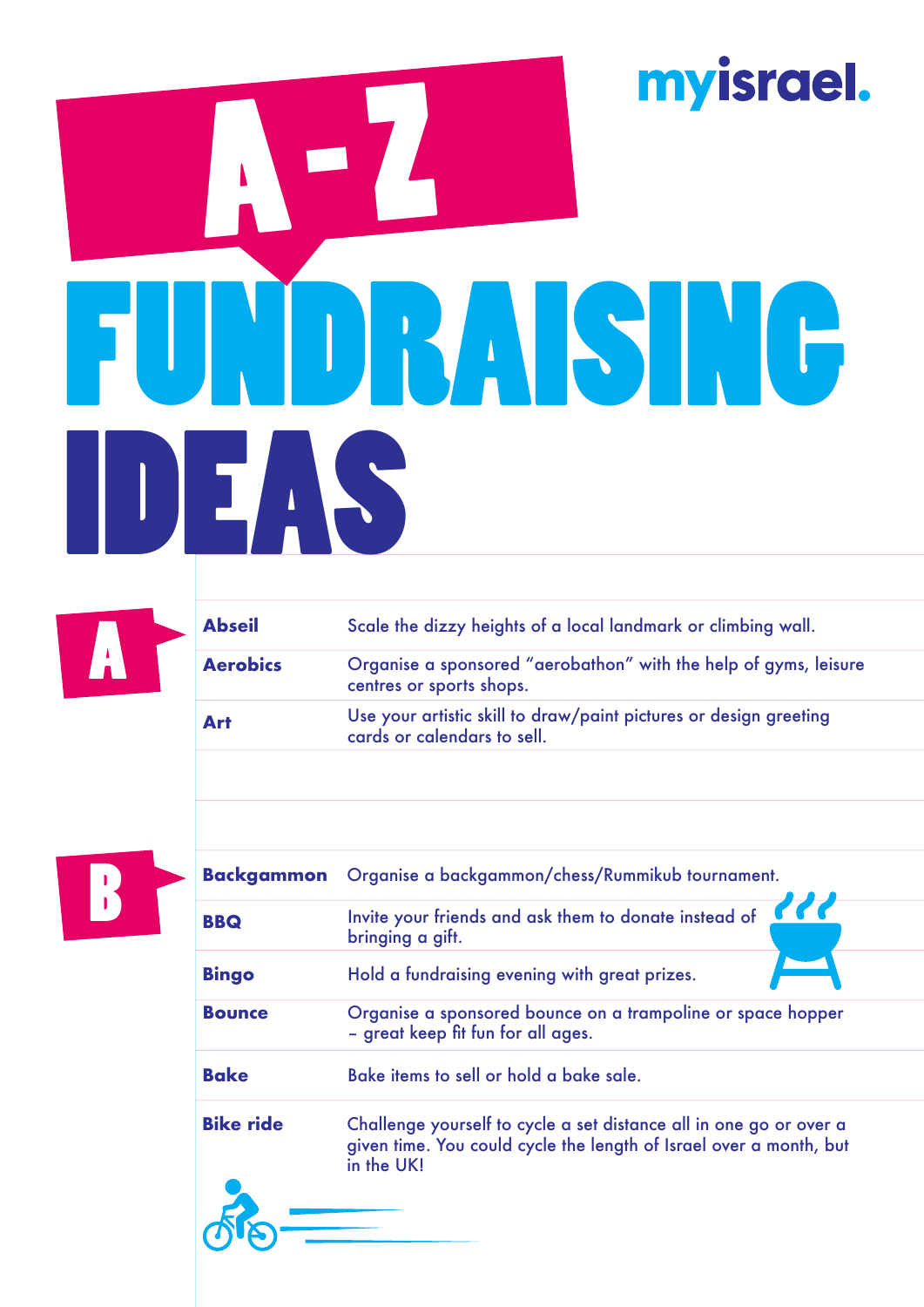myisrael.

# A-Z FUNDRAISING IDEAS

## A

| | |
|---|---|
| **Abseil** | Scale the dizzy heights of a local landmark or climbing wall. |
| **Aerobics** | Organise a sponsored "aerobathon" with the help of gyms, leisure centres or sports shops. |
| **Art** | Use your artistic skill to draw/paint pictures or design greeting cards or calendars to sell. |

## B

| | |
|---|---|
| **Backgammon** | Organise a backgammon/chess/Rummikub tournament. |
| **BBQ** | Invite your friends and ask them to donate instead of bringing a gift. |
| **Bingo** | Hold a fundraising evening with great prizes. |
| **Bounce** | Organise a sponsored bounce on a trampoline or space hopper – great keep fit fun for all ages. |
| **Bake** | Bake items to sell or hold a bake sale. |
| **Bike ride** | Challenge yourself to cycle a set distance all in one go or over a given time. You could cycle the length of Israel over a month, but in the UK! |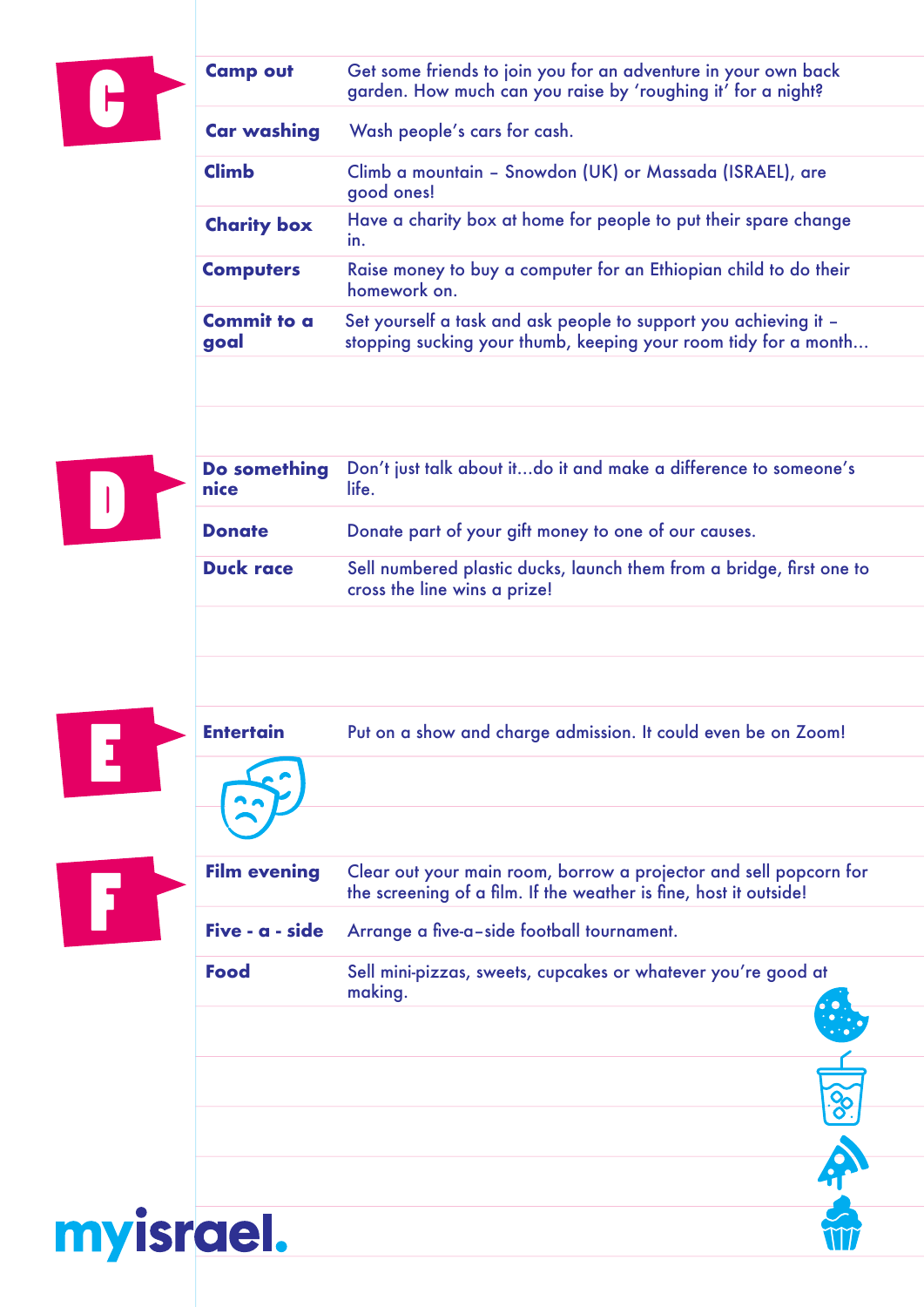## C

| | |
|---|---|
| **Camp out** | Get some friends to join you for an adventure in your own back garden. How much can you raise by 'roughing it' for a night? |
| **Car washing** | Wash people's cars for cash. |
| **Climb** | Climb a mountain – Snowdon (UK) or Massada (ISRAEL), are good ones! |
| **Charity box** | Have a charity box at home for people to put their spare change in. |
| **Computers** | Raise money to buy a computer for an Ethiopian child to do their homework on. |
| **Commit to a goal** | Set yourself a task and ask people to support you achieving it – stopping sucking your thumb, keeping your room tidy for a month... |

## D

| | |
|---|---|
| **Do something nice** | Don't just talk about it...do it and make a difference to someone's life. |
| **Donate** | Donate part of your gift money to one of our causes. |
| **Duck race** | Sell numbered plastic ducks, launch them from a bridge, first one to cross the line wins a prize! |

## E

| | |
|---|---|
| **Entertain** | Put on a show and charge admission. It could even be on Zoom! |

## F

| | |
|---|---|
| **Film evening** | Clear out your main room, borrow a projector and sell popcorn for the screening of a film. If the weather is fine, host it outside! |
| **Five - a - side** | Arrange a five-a-side football tournament. |
| **Food** | Sell mini-pizzas, sweets, cupcakes or whatever you're good at making. |

myisrael.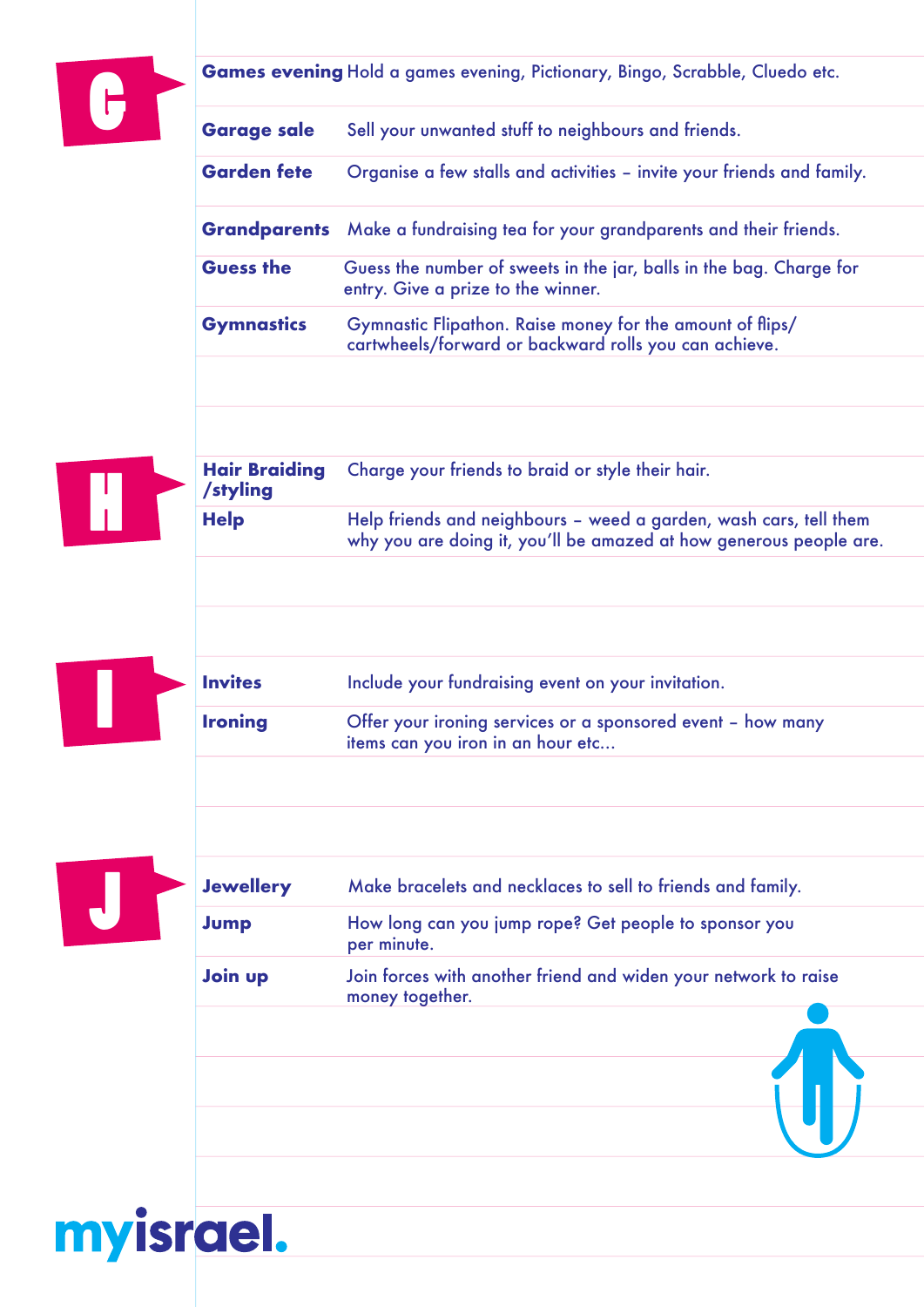## G

**Games evening** Hold a games evening, Pictionary, Bingo, Scrabble, Cluedo etc.

**Garage sale** Sell your unwanted stuff to neighbours and friends.

**Garden fete** Organise a few stalls and activities – invite your friends and family.

**Grandparents** Make a fundraising tea for your grandparents and their friends.

**Guess the** Guess the number of sweets in the jar, balls in the bag. Charge for entry. Give a prize to the winner.

**Gymnastics** Gymnastic Flipathon. Raise money for the amount of flips/cartwheels/forward or backward rolls you can achieve.

## H

**Hair Braiding /styling** Charge your friends to braid or style their hair.

**Help** Help friends and neighbours – weed a garden, wash cars, tell them why you are doing it, you'll be amazed at how generous people are.

## I

**Invites** Include your fundraising event on your invitation.

**Ironing** Offer your ironing services or a sponsored event – how many items can you iron in an hour etc...

## J

**Jewellery** Make bracelets and necklaces to sell to friends and family.

**Jump** How long can you jump rope? Get people to sponsor you per minute.

**Join up** Join forces with another friend and widen your network to raise money together.

myisrael.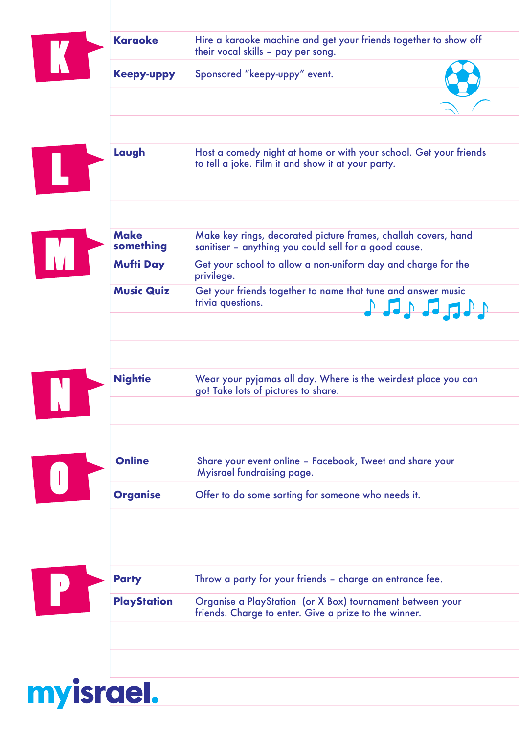## K

| | |
|---|---|
| **Karaoke** | Hire a karaoke machine and get your friends together to show off their vocal skills – pay per song. |
| **Keepy-uppy** | Sponsored "keepy-uppy" event. |

## L

| | |
|---|---|
| **Laugh** | Host a comedy night at home or with your school. Get your friends to tell a joke. Film it and show it at your party. |

## M

| | |
|---|---|
| **Make something** | Make key rings, decorated picture frames, challah covers, hand sanitiser – anything you could sell for a good cause. |
| **Mufti Day** | Get your school to allow a non-uniform day and charge for the privilege. |
| **Music Quiz** | Get your friends together to name that tune and answer music trivia questions. |

## N

| | |
|---|---|
| **Nightie** | Wear your pyjamas all day. Where is the weirdest place you can go! Take lots of pictures to share. |

## O

| | |
|---|---|
| **Online** | Share your event online – Facebook, Tweet and share your Myisrael fundraising page. |
| **Organise** | Offer to do some sorting for someone who needs it. |

## P

| | |
|---|---|
| **Party** | Throw a party for your friends – charge an entrance fee. |
| **PlayStation** | Organise a PlayStation (or X Box) tournament between your friends. Charge to enter. Give a prize to the winner. |

myisrael.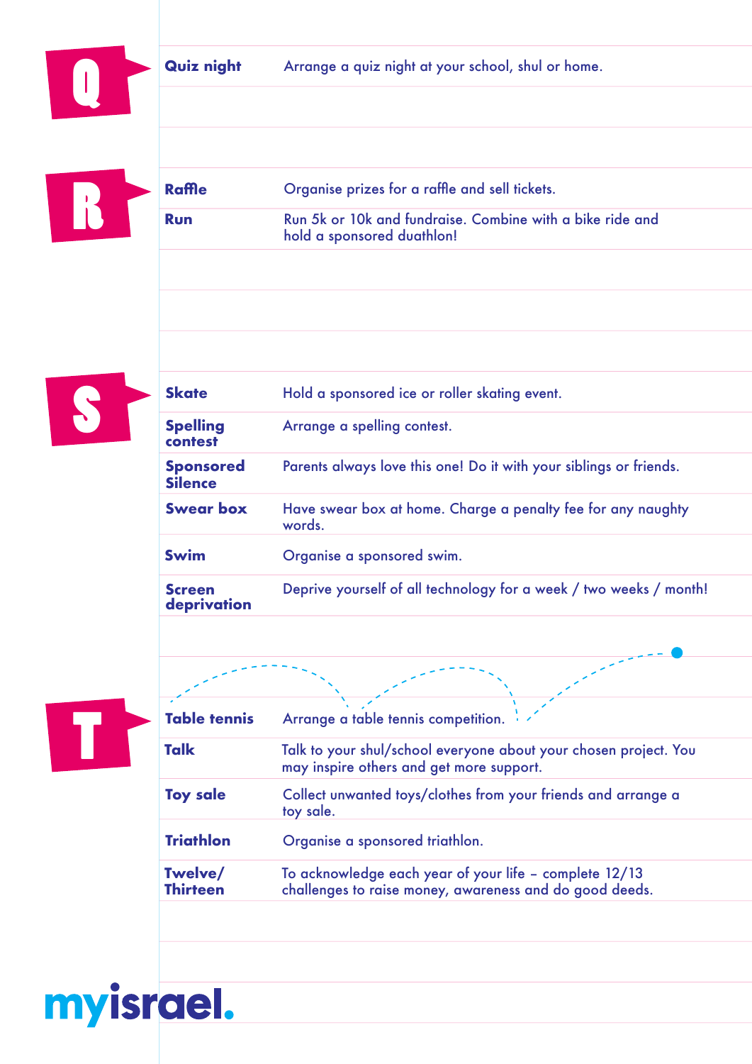## Q

| | |
|---|---|
| **Quiz night** | Arrange a quiz night at your school, shul or home. |

## R

| | |
|---|---|
| **Raffle** | Organise prizes for a raffle and sell tickets. |
| **Run** | Run 5k or 10k and fundraise. Combine with a bike ride and hold a sponsored duathlon! |

## S

| | |
|---|---|
| **Skate** | Hold a sponsored ice or roller skating event. |
| **Spelling contest** | Arrange a spelling contest. |
| **Sponsored Silence** | Parents always love this one! Do it with your siblings or friends. |
| **Swear box** | Have swear box at home. Charge a penalty fee for any naughty words. |
| **Swim** | Organise a sponsored swim. |
| **Screen deprivation** | Deprive yourself of all technology for a week / two weeks / month! |

## T

| | |
|---|---|
| **Table tennis** | Arrange a table tennis competition. |
| **Talk** | Talk to your shul/school everyone about your chosen project. You may inspire others and get more support. |
| **Toy sale** | Collect unwanted toys/clothes from your friends and arrange a toy sale. |
| **Triathlon** | Organise a sponsored triathlon. |
| **Twelve/ Thirteen** | To acknowledge each year of your life – complete 12/13 challenges to raise money, awareness and do good deeds. |

myisrael.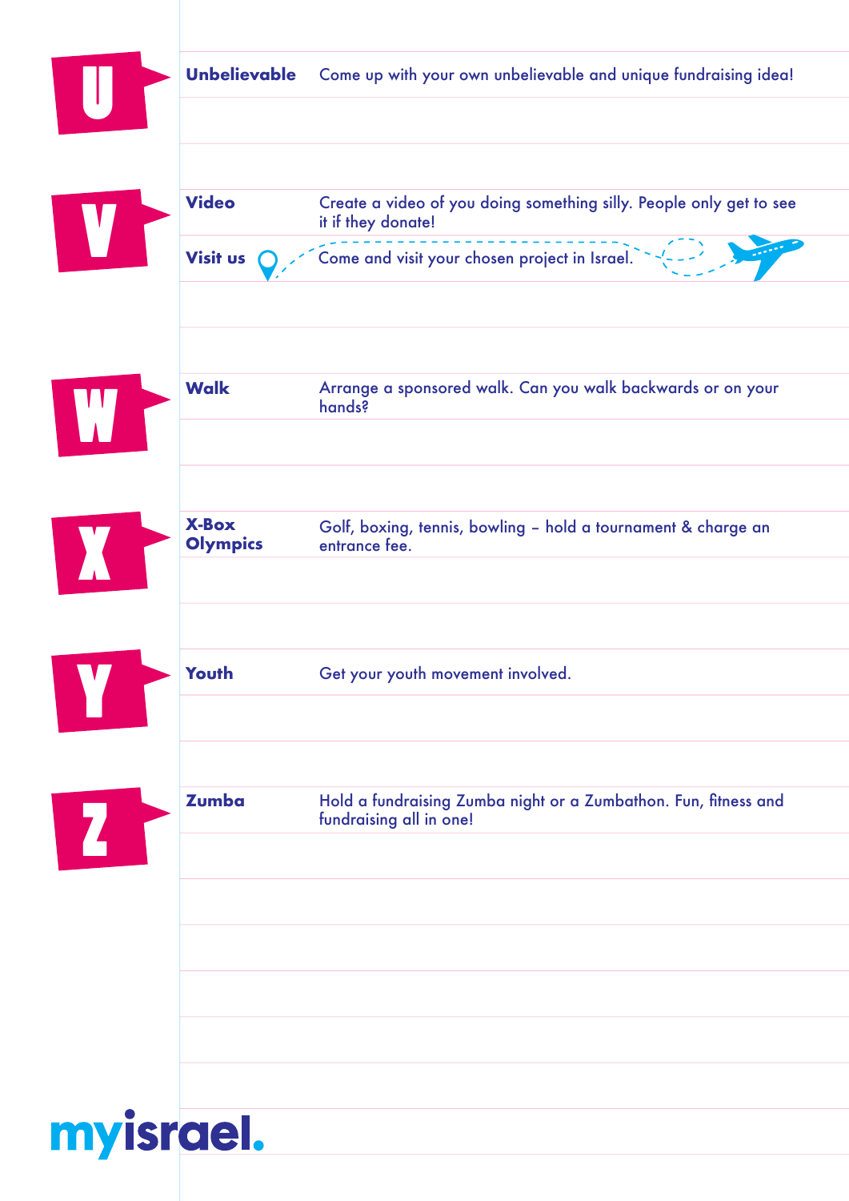## U

**Unbelievable** Come up with your own unbelievable and unique fundraising idea!

## V

**Video** Create a video of you doing something silly. People only get to see it if they donate!

**Visit us** Come and visit your chosen project in Israel.

## W

**Walk** Arrange a sponsored walk. Can you walk backwards or on your hands?

## X

**X-Box Olympics** Golf, boxing, tennis, bowling – hold a tournament & charge an entrance fee.

## Y

**Youth** Get your youth movement involved.

## Z

**Zumba** Hold a fundraising Zumba night or a Zumbathon. Fun, fitness and fundraising all in one!

myisrael.